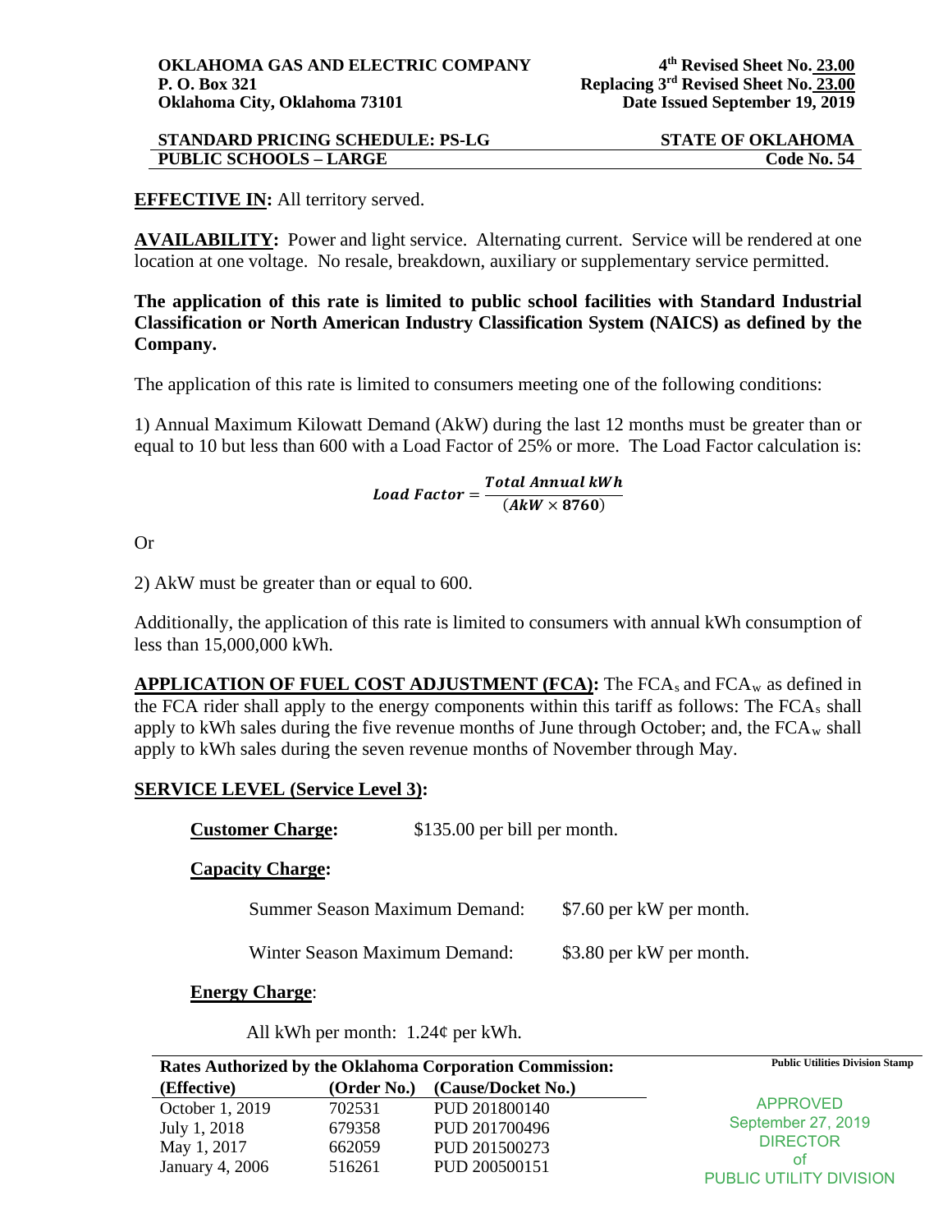**OKLAHOMA GAS AND ELECTRIC COMPANY**
**P. O. Box 321**
**Oklahoma City, Oklahoma 73101**

**4th Revised Sheet No. 23.00**
**Replacing 3rd Revised Sheet No. 23.00**
**Date Issued September 19, 2019**

**STANDARD PRICING SCHEDULE: PS-LG** — **STATE OF OKLAHOMA**
**PUBLIC SCHOOLS – LARGE** — **Code No. 54**

**EFFECTIVE IN:** All territory served.

**AVAILABILITY:** Power and light service. Alternating current. Service will be rendered at one location at one voltage. No resale, breakdown, auxiliary or supplementary service permitted.

**The application of this rate is limited to public school facilities with Standard Industrial Classification or North American Industry Classification System (NAICS) as defined by the Company.**

The application of this rate is limited to consumers meeting one of the following conditions:

1) Annual Maximum Kilowatt Demand (AkW) during the last 12 months must be greater than or equal to 10 but less than 600 with a Load Factor of 25% or more. The Load Factor calculation is:

$$\textit{Load Factor} = \frac{\textbf{\textit{Total Annual kWh}}}{(\textbf{\textit{AkW}} \times \textbf{8760})}$$

Or

2) AkW must be greater than or equal to 600.

Additionally, the application of this rate is limited to consumers with annual kWh consumption of less than 15,000,000 kWh.

**APPLICATION OF FUEL COST ADJUSTMENT (FCA):** The $FCA_s$ and $FCA_w$ as defined in the FCA rider shall apply to the energy components within this tariff as follows: The $FCA_s$ shall apply to kWh sales during the five revenue months of June through October; and, the $FCA_w$ shall apply to kWh sales during the seven revenue months of November through May.

**SERVICE LEVEL (Service Level 3):**

**Customer Charge:** $135.00 per bill per month.

**Capacity Charge:**

Summer Season Maximum Demand: $7.60 per kW per month.

Winter Season Maximum Demand: $3.80 per kW per month.

**Energy Charge**:

All kWh per month: 1.24¢ per kWh.

**Rates Authorized by the Oklahoma Corporation Commission:**

| (Effective) | (Order No.) | (Cause/Docket No.) |
|---|---|---|
| October 1, 2019 | 702531 | PUD 201800140 |
| July 1, 2018 | 679358 | PUD 201700496 |
| May 1, 2017 | 662059 | PUD 201500273 |
| January 4, 2006 | 516261 | PUD 200500151 |

Public Utilities Division Stamp

APPROVED
September 27, 2019
DIRECTOR
of
PUBLIC UTILITY DIVISION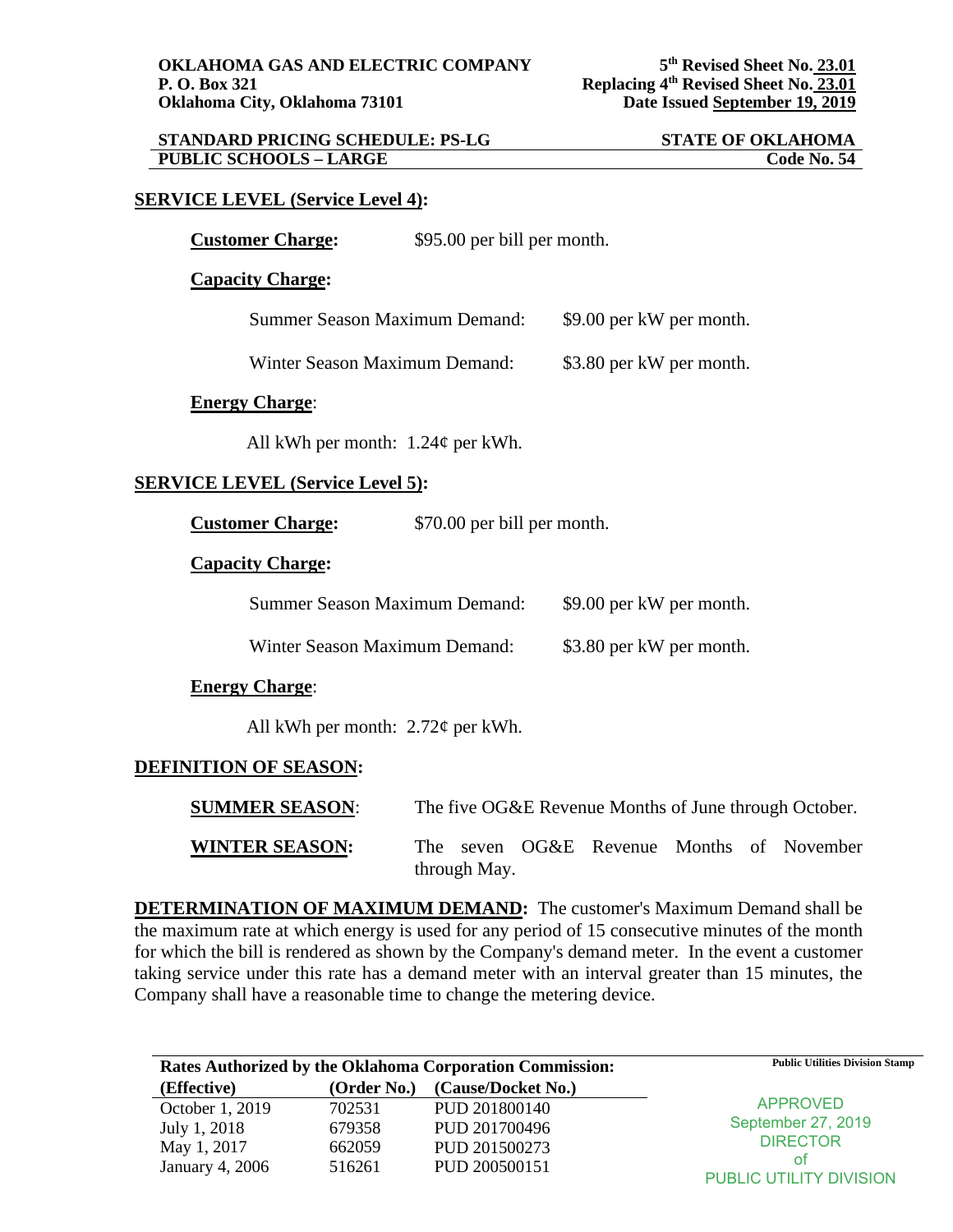**OKLAHOMA GAS AND ELECTRIC COMPANY**
**P. O. Box 321**
**Oklahoma City, Oklahoma 73101**

**5th Revised Sheet No. 23.01**
**Replacing 4th Revised Sheet No. 23.01**
**Date Issued September 19, 2019**

**STANDARD PRICING SCHEDULE: PS-LG** **STATE OF OKLAHOMA**
**PUBLIC SCHOOLS – LARGE** **Code No. 54**

## SERVICE LEVEL (Service Level 4):

**Customer Charge:** $95.00 per bill per month.

**Capacity Charge:**

Summer Season Maximum Demand: $9.00 per kW per month.

Winter Season Maximum Demand: $3.80 per kW per month.

**Energy Charge**:

All kWh per month: 1.24¢ per kWh.

## SERVICE LEVEL (Service Level 5):

**Customer Charge:** $70.00 per bill per month.

**Capacity Charge:**

Summer Season Maximum Demand: $9.00 per kW per month.

Winter Season Maximum Demand: $3.80 per kW per month.

**Energy Charge**:

All kWh per month: 2.72¢ per kWh.

## DEFINITION OF SEASON:

**SUMMER SEASON**: The five OG&E Revenue Months of June through October.

**WINTER SEASON:** The seven OG&E Revenue Months of November through May.

**DETERMINATION OF MAXIMUM DEMAND:** The customer's Maximum Demand shall be the maximum rate at which energy is used for any period of 15 consecutive minutes of the month for which the bill is rendered as shown by the Company's demand meter. In the event a customer taking service under this rate has a demand meter with an interval greater than 15 minutes, the Company shall have a reasonable time to change the metering device.

**Rates Authorized by the Oklahoma Corporation Commission:**

| (Effective) | (Order No.) | (Cause/Docket No.) |
|---|---|---|
| October 1, 2019 | 702531 | PUD 201800140 |
| July 1, 2018 | 679358 | PUD 201700496 |
| May 1, 2017 | 662059 | PUD 201500273 |
| January 4, 2006 | 516261 | PUD 200500151 |

Public Utilities Division Stamp

APPROVED
September 27, 2019
DIRECTOR
of
PUBLIC UTILITY DIVISION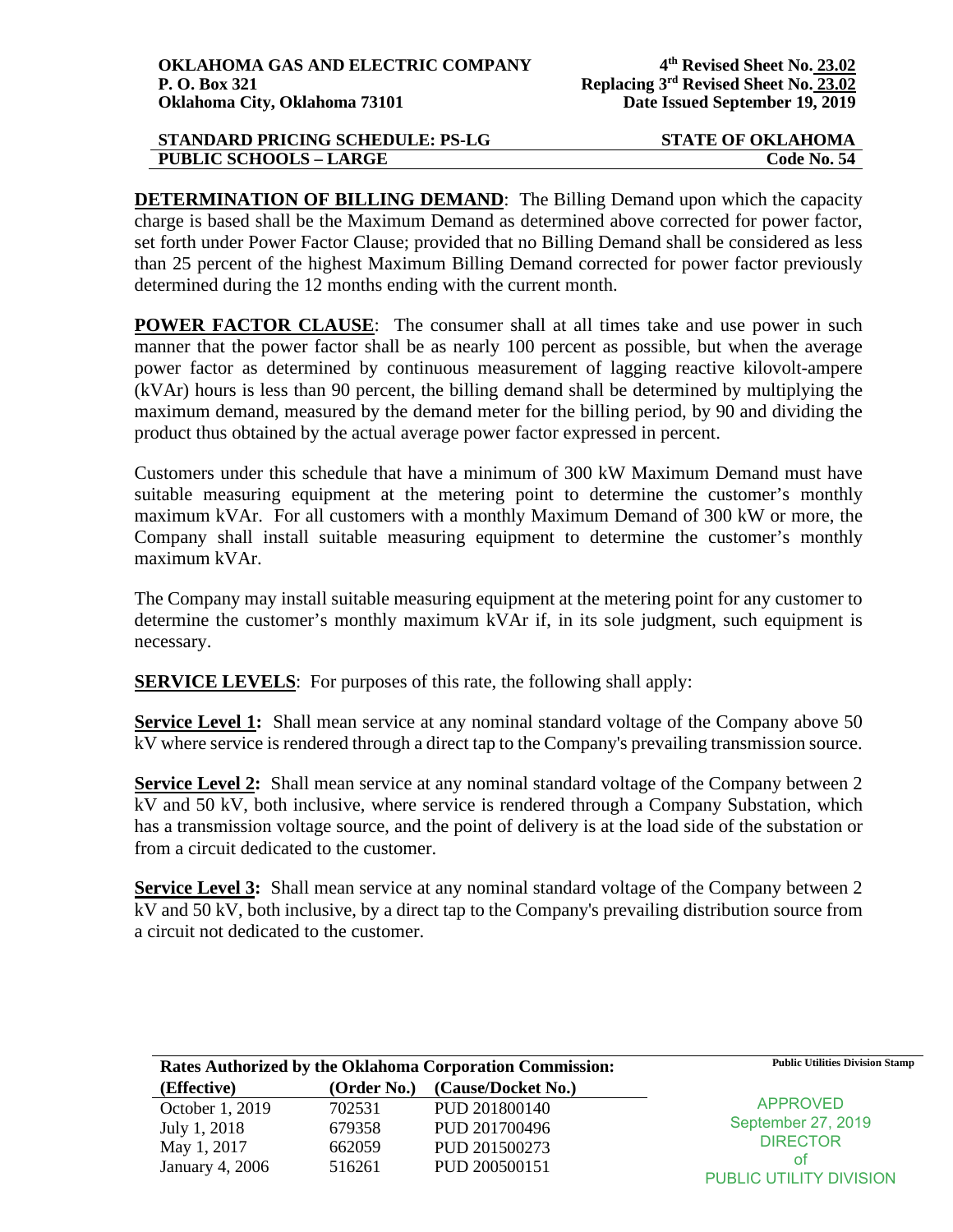**DETERMINATION OF BILLING DEMAND**: The Billing Demand upon which the capacity charge is based shall be the Maximum Demand as determined above corrected for power factor, set forth under Power Factor Clause; provided that no Billing Demand shall be considered as less than 25 percent of the highest Maximum Billing Demand corrected for power factor previously determined during the 12 months ending with the current month.

**POWER FACTOR CLAUSE**: The consumer shall at all times take and use power in such manner that the power factor shall be as nearly 100 percent as possible, but when the average power factor as determined by continuous measurement of lagging reactive kilovolt-ampere (kVAr) hours is less than 90 percent, the billing demand shall be determined by multiplying the maximum demand, measured by the demand meter for the billing period, by 90 and dividing the product thus obtained by the actual average power factor expressed in percent.

Customers under this schedule that have a minimum of 300 kW Maximum Demand must have suitable measuring equipment at the metering point to determine the customer's monthly maximum kVAr. For all customers with a monthly Maximum Demand of 300 kW or more, the Company shall install suitable measuring equipment to determine the customer's monthly maximum kVAr.

The Company may install suitable measuring equipment at the metering point for any customer to determine the customer's monthly maximum kVAr if, in its sole judgment, such equipment is necessary.

**SERVICE LEVELS**: For purposes of this rate, the following shall apply:

**Service Level 1:** Shall mean service at any nominal standard voltage of the Company above 50 kV where service is rendered through a direct tap to the Company's prevailing transmission source.

**Service Level 2:** Shall mean service at any nominal standard voltage of the Company between 2 kV and 50 kV, both inclusive, where service is rendered through a Company Substation, which has a transmission voltage source, and the point of delivery is at the load side of the substation or from a circuit dedicated to the customer.

**Service Level 3:** Shall mean service at any nominal standard voltage of the Company between 2 kV and 50 kV, both inclusive, by a direct tap to the Company's prevailing distribution source from a circuit not dedicated to the customer.

**Rates Authorized by the Oklahoma Corporation Commission:**

| (Effective) | (Order No.) | (Cause/Docket No.) |
|---|---|---|
| October 1, 2019 | 702531 | PUD 201800140 |
| July 1, 2018 | 679358 | PUD 201700496 |
| May 1, 2017 | 662059 | PUD 201500273 |
| January 4, 2006 | 516261 | PUD 200500151 |

Public Utilities Division Stamp

APPROVED
September 27, 2019
DIRECTOR
of
PUBLIC UTILITY DIVISION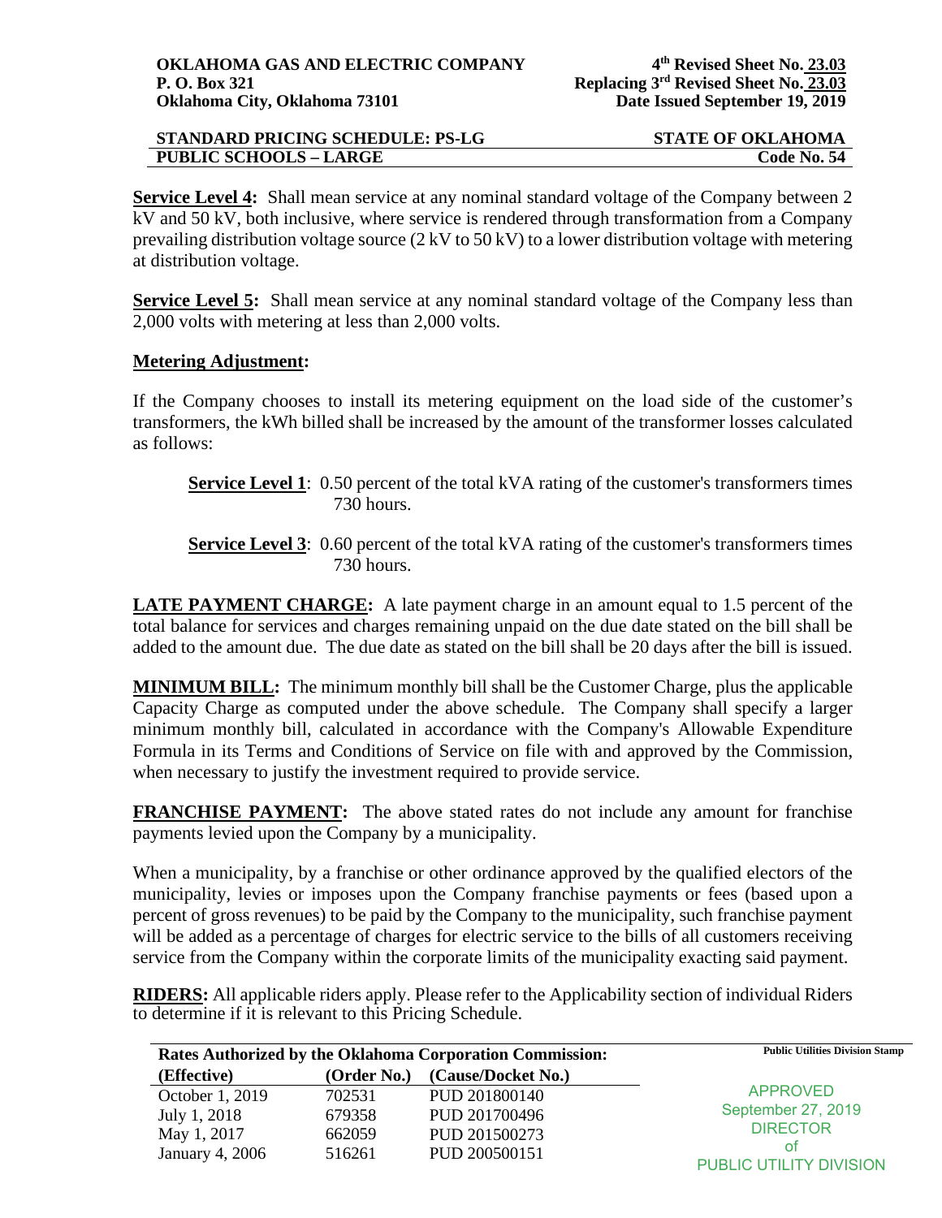**Service Level 4:** Shall mean service at any nominal standard voltage of the Company between 2 kV and 50 kV, both inclusive, where service is rendered through transformation from a Company prevailing distribution voltage source (2 kV to 50 kV) to a lower distribution voltage with metering at distribution voltage.

**Service Level 5:** Shall mean service at any nominal standard voltage of the Company less than 2,000 volts with metering at less than 2,000 volts.

**Metering Adjustment:**

If the Company chooses to install its metering equipment on the load side of the customer's transformers, the kWh billed shall be increased by the amount of the transformer losses calculated as follows:

**Service Level 1**: 0.50 percent of the total kVA rating of the customer's transformers times 730 hours.

**Service Level 3**: 0.60 percent of the total kVA rating of the customer's transformers times 730 hours.

**LATE PAYMENT CHARGE:** A late payment charge in an amount equal to 1.5 percent of the total balance for services and charges remaining unpaid on the due date stated on the bill shall be added to the amount due. The due date as stated on the bill shall be 20 days after the bill is issued.

**MINIMUM BILL:** The minimum monthly bill shall be the Customer Charge, plus the applicable Capacity Charge as computed under the above schedule. The Company shall specify a larger minimum monthly bill, calculated in accordance with the Company's Allowable Expenditure Formula in its Terms and Conditions of Service on file with and approved by the Commission, when necessary to justify the investment required to provide service.

**FRANCHISE PAYMENT:** The above stated rates do not include any amount for franchise payments levied upon the Company by a municipality.

When a municipality, by a franchise or other ordinance approved by the qualified electors of the municipality, levies or imposes upon the Company franchise payments or fees (based upon a percent of gross revenues) to be paid by the Company to the municipality, such franchise payment will be added as a percentage of charges for electric service to the bills of all customers receiving service from the Company within the corporate limits of the municipality exacting said payment.

**RIDERS:** All applicable riders apply. Please refer to the Applicability section of individual Riders to determine if it is relevant to this Pricing Schedule.

**Rates Authorized by the Oklahoma Corporation Commission:**

| (Effective) | (Order No.) | (Cause/Docket No.) |
|---|---|---|
| October 1, 2019 | 702531 | PUD 201800140 |
| July 1, 2018 | 679358 | PUD 201700496 |
| May 1, 2017 | 662059 | PUD 201500273 |
| January 4, 2006 | 516261 | PUD 200500151 |

Public Utilities Division Stamp

APPROVED
September 27, 2019
DIRECTOR
of
PUBLIC UTILITY DIVISION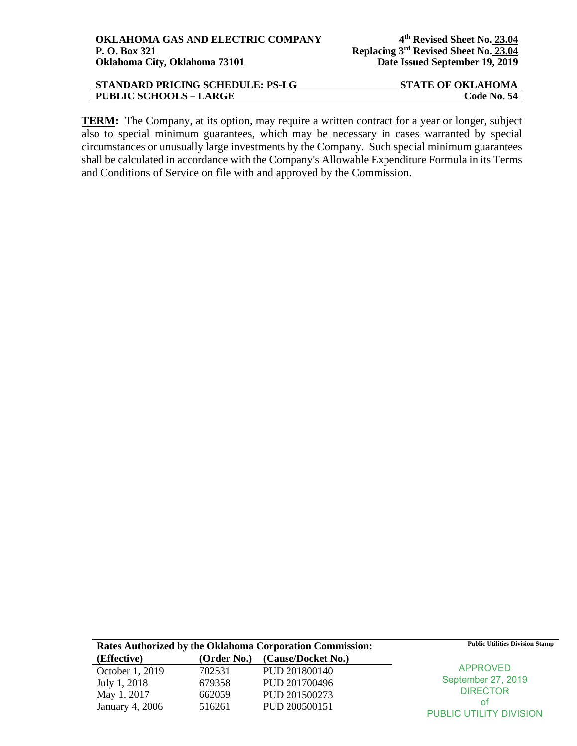**OKLAHOMA GAS AND ELECTRIC COMPANY**
**P. O. Box 321**
**Oklahoma City, Oklahoma 73101**

**4th Revised Sheet No. 23.04**
**Replacing 3rd Revised Sheet No. 23.04**
**Date Issued September 19, 2019**

**STANDARD PRICING SCHEDULE: PS-LG** **STATE OF OKLAHOMA**
**PUBLIC SCHOOLS – LARGE** **Code No. 54**

**TERM:** The Company, at its option, may require a written contract for a year or longer, subject also to special minimum guarantees, which may be necessary in cases warranted by special circumstances or unusually large investments by the Company. Such special minimum guarantees shall be calculated in accordance with the Company's Allowable Expenditure Formula in its Terms and Conditions of Service on file with and approved by the Commission.

**Rates Authorized by the Oklahoma Corporation Commission:**

| (Effective) | (Order No.) | (Cause/Docket No.) |
|---|---|---|
| October 1, 2019 | 702531 | PUD 201800140 |
| July 1, 2018 | 679358 | PUD 201700496 |
| May 1, 2017 | 662059 | PUD 201500273 |
| January 4, 2006 | 516261 | PUD 200500151 |

**Public Utilities Division Stamp**

APPROVED
September 27, 2019
DIRECTOR
of
PUBLIC UTILITY DIVISION